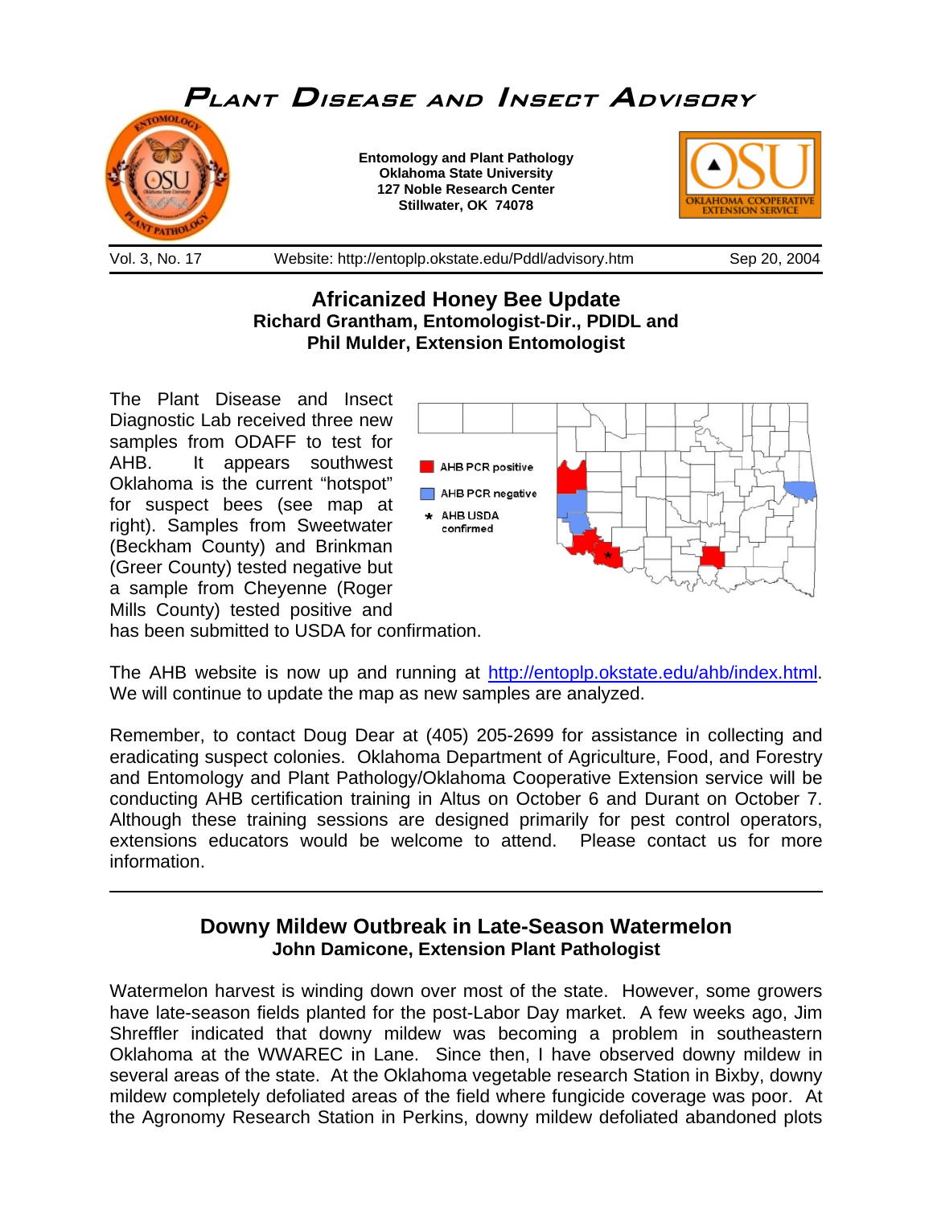# Plant Disease and Insect Advisory

**Entomology and Plant Pathology**
**Oklahoma State University**
**127 Noble Research Center**
**Stillwater, OK 74078**

Vol. 3, No. 17 | Website: http://entoplp.okstate.edu/Pddl/advisory.htm | Sep 20, 2004

## Africanized Honey Bee Update

**Richard Grantham, Entomologist-Dir., PDIDL and**
**Phil Mulder, Extension Entomologist**

The Plant Disease and Insect Diagnostic Lab received three new samples from ODAFF to test for AHB. It appears southwest Oklahoma is the current "hotspot" for suspect bees (see map at right). Samples from Sweetwater (Beckham County) and Brinkman (Greer County) tested negative but a sample from Cheyenne (Roger Mills County) tested positive and has been submitted to USDA for confirmation.

AHB PCR positive
AHB PCR negative
* AHB USDA confirmed

The AHB website is now up and running at http://entoplp.okstate.edu/ahb/index.html. We will continue to update the map as new samples are analyzed.

Remember, to contact Doug Dear at (405) 205-2699 for assistance in collecting and eradicating suspect colonies. Oklahoma Department of Agriculture, Food, and Forestry and Entomology and Plant Pathology/Oklahoma Cooperative Extension service will be conducting AHB certification training in Altus on October 6 and Durant on October 7. Although these training sessions are designed primarily for pest control operators, extensions educators would be welcome to attend. Please contact us for more information.

---

## Downy Mildew Outbreak in Late-Season Watermelon

**John Damicone, Extension Plant Pathologist**

Watermelon harvest is winding down over most of the state. However, some growers have late-season fields planted for the post-Labor Day market. A few weeks ago, Jim Shreffler indicated that downy mildew was becoming a problem in southeastern Oklahoma at the WWAREC in Lane. Since then, I have observed downy mildew in several areas of the state. At the Oklahoma vegetable research Station in Bixby, downy mildew completely defoliated areas of the field where fungicide coverage was poor. At the Agronomy Research Station in Perkins, downy mildew defoliated abandoned plots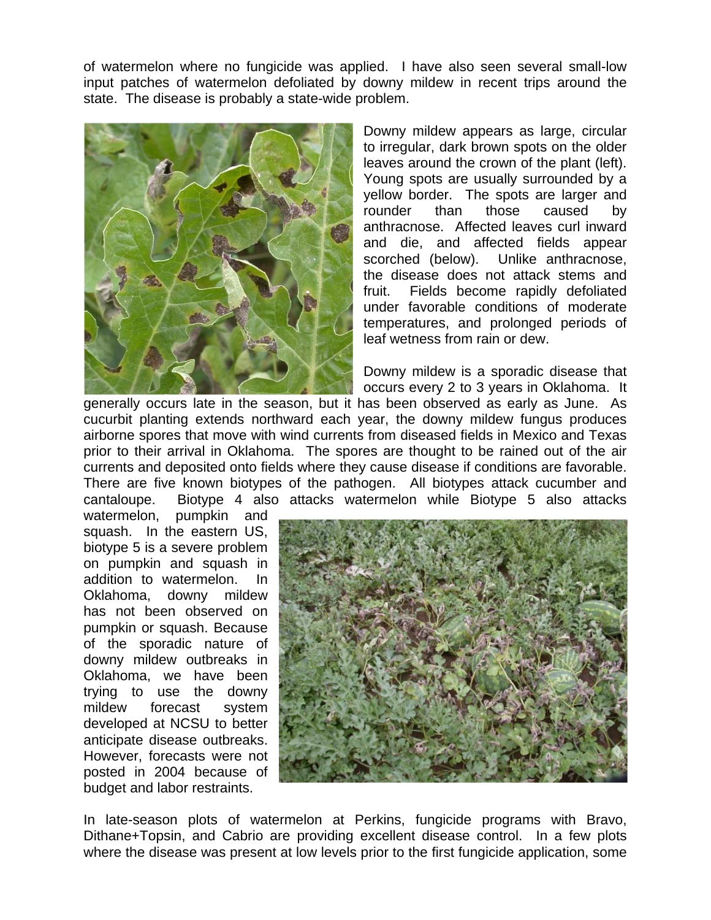of watermelon where no fungicide was applied. I have also seen several small-low input patches of watermelon defoliated by downy mildew in recent trips around the state. The disease is probably a state-wide problem.

Downy mildew appears as large, circular to irregular, dark brown spots on the older leaves around the crown of the plant (left). Young spots are usually surrounded by a yellow border. The spots are larger and rounder than those caused by anthracnose. Affected leaves curl inward and die, and affected fields appear scorched (below). Unlike anthracnose, the disease does not attack stems and fruit. Fields become rapidly defoliated under favorable conditions of moderate temperatures, and prolonged periods of leaf wetness from rain or dew.

Downy mildew is a sporadic disease that occurs every 2 to 3 years in Oklahoma. It generally occurs late in the season, but it has been observed as early as June. As cucurbit planting extends northward each year, the downy mildew fungus produces airborne spores that move with wind currents from diseased fields in Mexico and Texas prior to their arrival in Oklahoma. The spores are thought to be rained out of the air currents and deposited onto fields where they cause disease if conditions are favorable. There are five known biotypes of the pathogen. All biotypes attack cucumber and cantaloupe. Biotype 4 also attacks watermelon while Biotype 5 also attacks watermelon, pumpkin and squash. In the eastern US, biotype 5 is a severe problem on pumpkin and squash in addition to watermelon. In Oklahoma, downy mildew has not been observed on pumpkin or squash. Because of the sporadic nature of downy mildew outbreaks in Oklahoma, we have been trying to use the downy mildew forecast system developed at NCSU to better anticipate disease outbreaks. However, forecasts were not posted in 2004 because of budget and labor restraints.

In late-season plots of watermelon at Perkins, fungicide programs with Bravo, Dithane+Topsin, and Cabrio are providing excellent disease control. In a few plots where the disease was present at low levels prior to the first fungicide application, some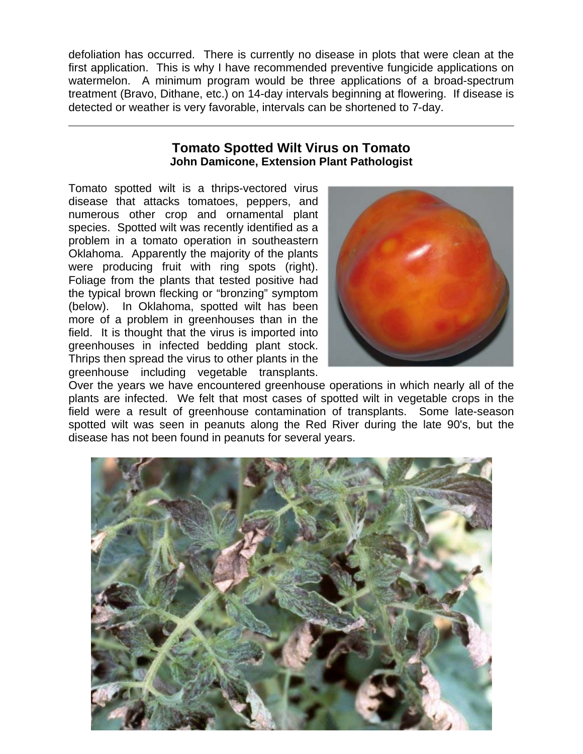defoliation has occurred. There is currently no disease in plots that were clean at the first application. This is why I have recommended preventive fungicide applications on watermelon. A minimum program would be three applications of a broad-spectrum treatment (Bravo, Dithane, etc.) on 14-day intervals beginning at flowering. If disease is detected or weather is very favorable, intervals can be shortened to 7-day.

---

## Tomato Spotted Wilt Virus on Tomato

**John Damicone, Extension Plant Pathologist**

Tomato spotted wilt is a thrips-vectored virus disease that attacks tomatoes, peppers, and numerous other crop and ornamental plant species. Spotted wilt was recently identified as a problem in a tomato operation in southeastern Oklahoma. Apparently the majority of the plants were producing fruit with ring spots (right). Foliage from the plants that tested positive had the typical brown flecking or "bronzing" symptom (below). In Oklahoma, spotted wilt has been more of a problem in greenhouses than in the field. It is thought that the virus is imported into greenhouses in infected bedding plant stock. Thrips then spread the virus to other plants in the greenhouse including vegetable transplants. Over the years we have encountered greenhouse operations in which nearly all of the plants are infected. We felt that most cases of spotted wilt in vegetable crops in the field were a result of greenhouse contamination of transplants. Some late-season spotted wilt was seen in peanuts along the Red River during the late 90's, but the disease has not been found in peanuts for several years.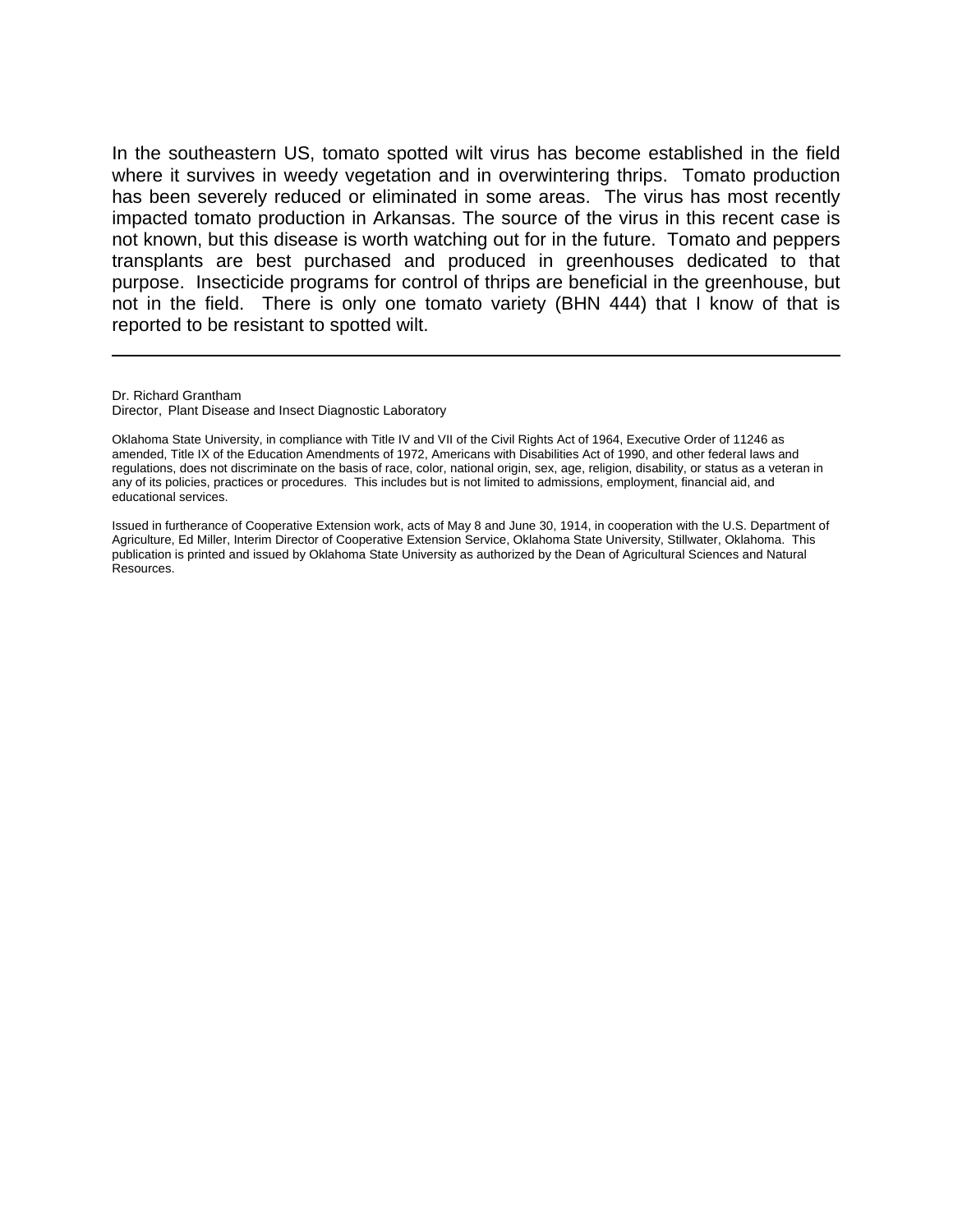In the southeastern US, tomato spotted wilt virus has become established in the field where it survives in weedy vegetation and in overwintering thrips. Tomato production has been severely reduced or eliminated in some areas. The virus has most recently impacted tomato production in Arkansas. The source of the virus in this recent case is not known, but this disease is worth watching out for in the future. Tomato and peppers transplants are best purchased and produced in greenhouses dedicated to that purpose. Insecticide programs for control of thrips are beneficial in the greenhouse, but not in the field. There is only one tomato variety (BHN 444) that I know of that is reported to be resistant to spotted wilt.

---

Dr. Richard Grantham
Director, Plant Disease and Insect Diagnostic Laboratory

Oklahoma State University, in compliance with Title IV and VII of the Civil Rights Act of 1964, Executive Order of 11246 as amended, Title IX of the Education Amendments of 1972, Americans with Disabilities Act of 1990, and other federal laws and regulations, does not discriminate on the basis of race, color, national origin, sex, age, religion, disability, or status as a veteran in any of its policies, practices or procedures. This includes but is not limited to admissions, employment, financial aid, and educational services.

Issued in furtherance of Cooperative Extension work, acts of May 8 and June 30, 1914, in cooperation with the U.S. Department of Agriculture, Ed Miller, Interim Director of Cooperative Extension Service, Oklahoma State University, Stillwater, Oklahoma. This publication is printed and issued by Oklahoma State University as authorized by the Dean of Agricultural Sciences and Natural Resources.